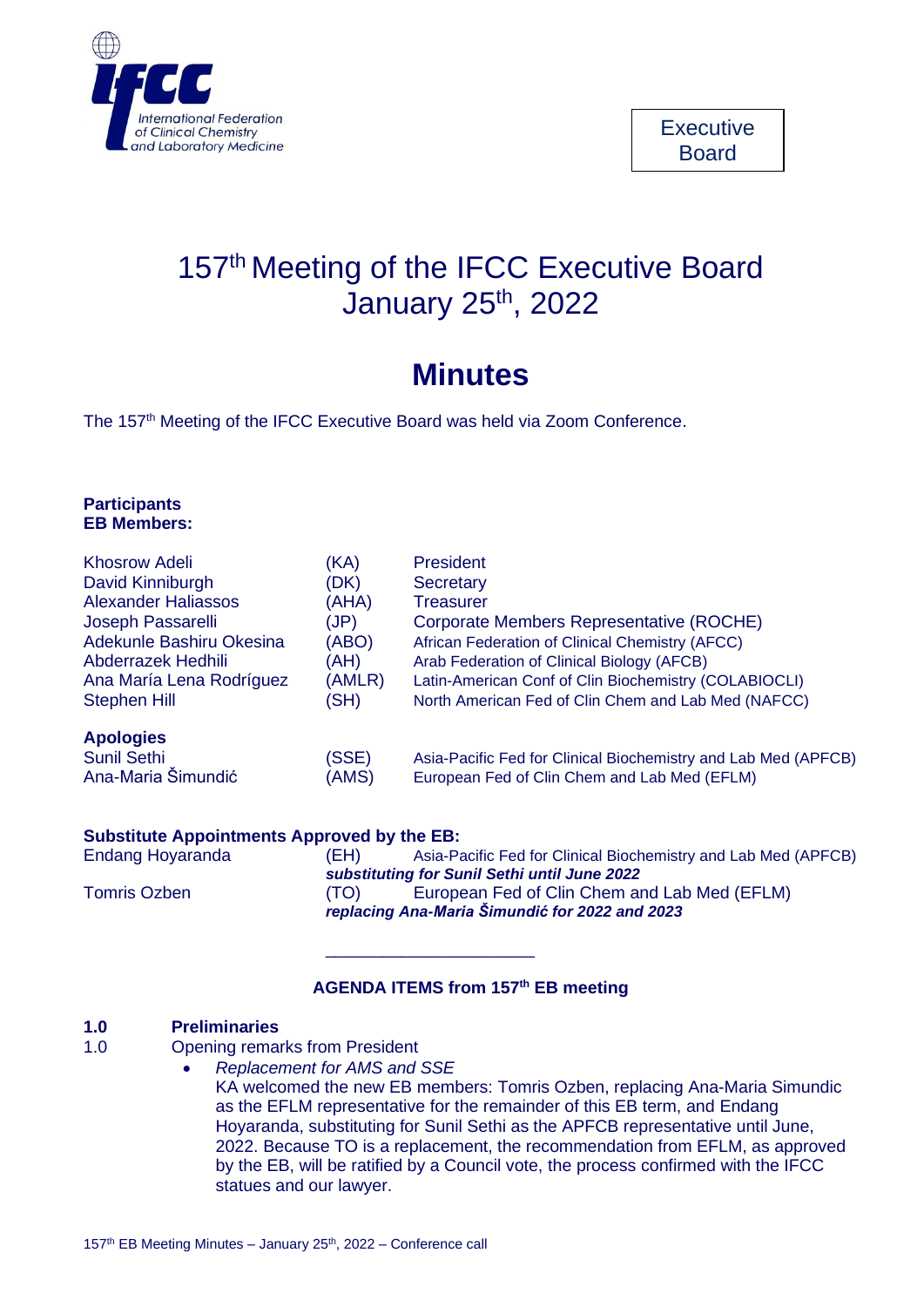Executive Board

# 157th Meeting of the IFCC Executive Board January 25th, 2022

# Minutes

The 157th Meeting of the IFCC Executive Board was held via Zoom Conference.

**Participants**
**EB Members:**

| | | |
|---|---|---|
| Khosrow Adeli | (KA) | President |
| David Kinniburgh | (DK) | Secretary |
| Alexander Haliassos | (AHA) | Treasurer |
| Joseph Passarelli | (JP) | Corporate Members Representative (ROCHE) |
| Adekunle Bashiru Okesina | (ABO) | African Federation of Clinical Chemistry (AFCC) |
| Abderrazek Hedhili | (AH) | Arab Federation of Clinical Biology (AFCB) |
| Ana María Lena Rodríguez | (AMLR) | Latin-American Conf of Clin Biochemistry (COLABIOCLI) |
| Stephen Hill | (SH) | North American Fed of Clin Chem and Lab Med (NAFCC) |

**Apologies**

| | | |
|---|---|---|
| Sunil Sethi | (SSE) | Asia-Pacific Fed for Clinical Biochemistry and Lab Med (APFCB) |
| Ana-Maria Šimundić | (AMS) | European Fed of Clin Chem and Lab Med (EFLM) |

**Substitute Appointments Approved by the EB:**

Endang Hoyaranda (EH) Asia-Pacific Fed for Clinical Biochemistry and Lab Med (APFCB)
***substituting for Sunil Sethi until June 2022***

Tomris Ozben (TO) European Fed of Clin Chem and Lab Med (EFLM)
***replacing Ana-Maria Šimundić for 2022 and 2023***

---

**AGENDA ITEMS from 157th EB meeting**

**1.0 Preliminaries**

1.0 Opening remarks from President

- *Replacement for AMS and SSE*
  KA welcomed the new EB members: Tomris Ozben, replacing Ana-Maria Simundic as the EFLM representative for the remainder of this EB term, and Endang Hoyaranda, substituting for Sunil Sethi as the APFCB representative until June, 2022. Because TO is a replacement, the recommendation from EFLM, as approved by the EB, will be ratified by a Council vote, the process confirmed with the IFCC statues and our lawyer.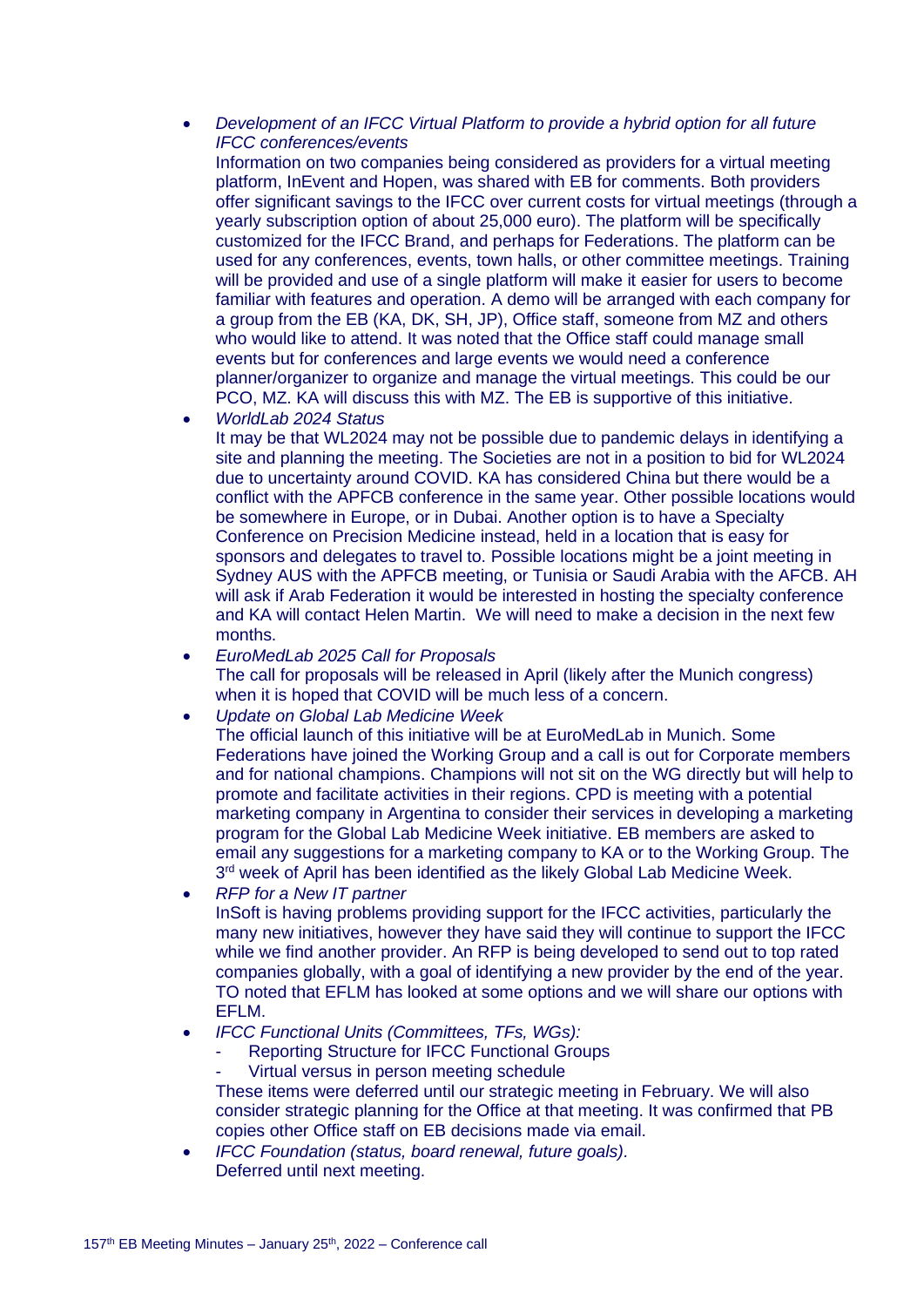- *Development of an IFCC Virtual Platform to provide a hybrid option for all future IFCC conferences/events*
  Information on two companies being considered as providers for a virtual meeting platform, InEvent and Hopen, was shared with EB for comments. Both providers offer significant savings to the IFCC over current costs for virtual meetings (through a yearly subscription option of about 25,000 euro). The platform will be specifically customized for the IFCC Brand, and perhaps for Federations. The platform can be used for any conferences, events, town halls, or other committee meetings. Training will be provided and use of a single platform will make it easier for users to become familiar with features and operation. A demo will be arranged with each company for a group from the EB (KA, DK, SH, JP), Office staff, someone from MZ and others who would like to attend. It was noted that the Office staff could manage small events but for conferences and large events we would need a conference planner/organizer to organize and manage the virtual meetings. This could be our PCO, MZ. KA will discuss this with MZ. The EB is supportive of this initiative.
- *WorldLab 2024 Status*
  It may be that WL2024 may not be possible due to pandemic delays in identifying a site and planning the meeting. The Societies are not in a position to bid for WL2024 due to uncertainty around COVID. KA has considered China but there would be a conflict with the APFCB conference in the same year. Other possible locations would be somewhere in Europe, or in Dubai. Another option is to have a Specialty Conference on Precision Medicine instead, held in a location that is easy for sponsors and delegates to travel to. Possible locations might be a joint meeting in Sydney AUS with the APFCB meeting, or Tunisia or Saudi Arabia with the AFCB. AH will ask if Arab Federation it would be interested in hosting the specialty conference and KA will contact Helen Martin. We will need to make a decision in the next few months.
- *EuroMedLab 2025 Call for Proposals*
  The call for proposals will be released in April (likely after the Munich congress) when it is hoped that COVID will be much less of a concern.
- *Update on Global Lab Medicine Week*
  The official launch of this initiative will be at EuroMedLab in Munich. Some Federations have joined the Working Group and a call is out for Corporate members and for national champions. Champions will not sit on the WG directly but will help to promote and facilitate activities in their regions. CPD is meeting with a potential marketing company in Argentina to consider their services in developing a marketing program for the Global Lab Medicine Week initiative. EB members are asked to email any suggestions for a marketing company to KA or to the Working Group. The 3rd week of April has been identified as the likely Global Lab Medicine Week.
- *RFP for a New IT partner*
  InSoft is having problems providing support for the IFCC activities, particularly the many new initiatives, however they have said they will continue to support the IFCC while we find another provider. An RFP is being developed to send out to top rated companies globally, with a goal of identifying a new provider by the end of the year. TO noted that EFLM has looked at some options and we will share our options with EFLM.
- *IFCC Functional Units (Committees, TFs, WGs):*
  - Reporting Structure for IFCC Functional Groups
  - Virtual versus in person meeting schedule

  These items were deferred until our strategic meeting in February. We will also consider strategic planning for the Office at that meeting. It was confirmed that PB copies other Office staff on EB decisions made via email.
- *IFCC Foundation (status, board renewal, future goals).*
  Deferred until next meeting.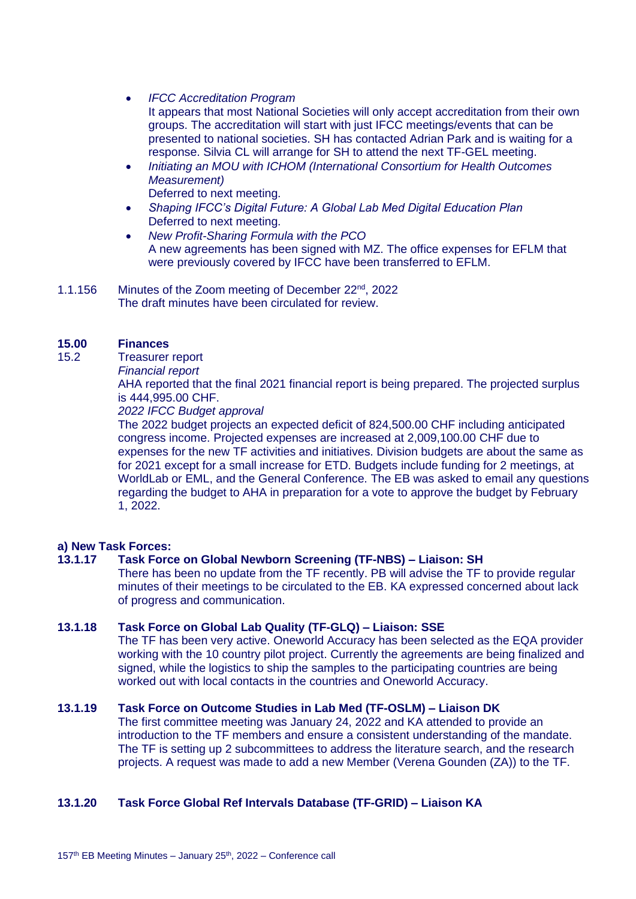- *IFCC Accreditation Program*
  It appears that most National Societies will only accept accreditation from their own groups. The accreditation will start with just IFCC meetings/events that can be presented to national societies. SH has contacted Adrian Park and is waiting for a response. Silvia CL will arrange for SH to attend the next TF-GEL meeting.
- *Initiating an MOU with ICHOM (International Consortium for Health Outcomes Measurement)*
  Deferred to next meeting.
- *Shaping IFCC's Digital Future: A Global Lab Med Digital Education Plan*
  Deferred to next meeting.
- *New Profit-Sharing Formula with the PCO*
  A new agreements has been signed with MZ. The office expenses for EFLM that were previously covered by IFCC have been transferred to EFLM.

1.1.156 Minutes of the Zoom meeting of December 22nd, 2022
The draft minutes have been circulated for review.

## 15.00 Finances

15.2 Treasurer report

*Financial report*

AHA reported that the final 2021 financial report is being prepared. The projected surplus is 444,995.00 CHF.

*2022 IFCC Budget approval*

The 2022 budget projects an expected deficit of 824,500.00 CHF including anticipated congress income. Projected expenses are increased at 2,009,100.00 CHF due to expenses for the new TF activities and initiatives. Division budgets are about the same as for 2021 except for a small increase for ETD. Budgets include funding for 2 meetings, at WorldLab or EML, and the General Conference. The EB was asked to email any questions regarding the budget to AHA in preparation for a vote to approve the budget by February 1, 2022.

**a) New Task Forces:**

**13.1.17 Task Force on Global Newborn Screening (TF-NBS) – Liaison: SH**

There has been no update from the TF recently. PB will advise the TF to provide regular minutes of their meetings to be circulated to the EB. KA expressed concerned about lack of progress and communication.

**13.1.18 Task Force on Global Lab Quality (TF-GLQ) – Liaison: SSE**

The TF has been very active. Oneworld Accuracy has been selected as the EQA provider working with the 10 country pilot project. Currently the agreements are being finalized and signed, while the logistics to ship the samples to the participating countries are being worked out with local contacts in the countries and Oneworld Accuracy.

**13.1.19 Task Force on Outcome Studies in Lab Med (TF-OSLM) – Liaison DK**

The first committee meeting was January 24, 2022 and KA attended to provide an introduction to the TF members and ensure a consistent understanding of the mandate. The TF is setting up 2 subcommittees to address the literature search, and the research projects. A request was made to add a new Member (Verena Gounden (ZA)) to the TF.

**13.1.20 Task Force Global Ref Intervals Database (TF-GRID) – Liaison KA**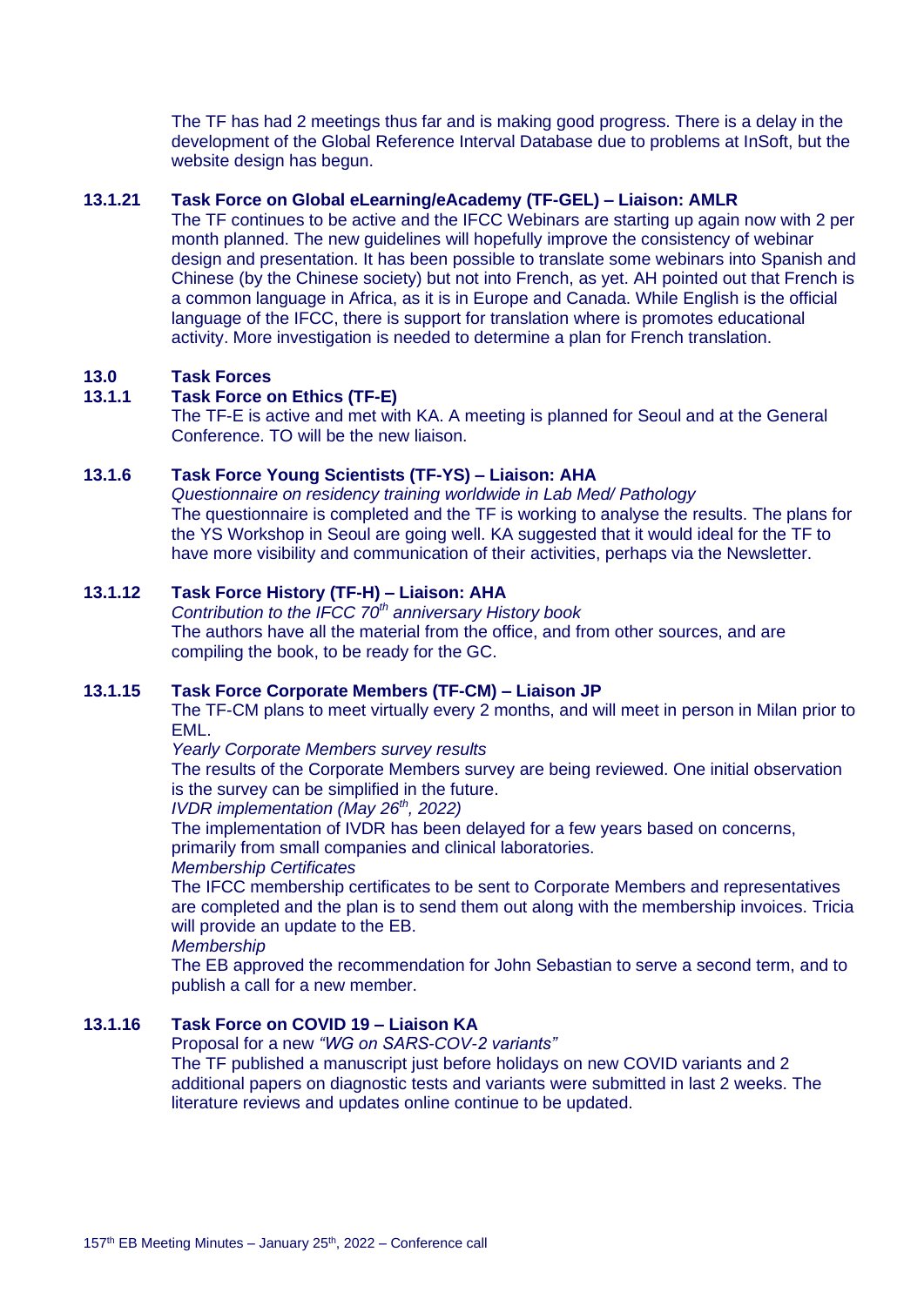The TF has had 2 meetings thus far and is making good progress. There is a delay in the development of the Global Reference Interval Database due to problems at InSoft, but the website design has begun.

**13.1.21 Task Force on Global eLearning/eAcademy (TF-GEL) – Liaison: AMLR**

The TF continues to be active and the IFCC Webinars are starting up again now with 2 per month planned. The new guidelines will hopefully improve the consistency of webinar design and presentation. It has been possible to translate some webinars into Spanish and Chinese (by the Chinese society) but not into French, as yet. AH pointed out that French is a common language in Africa, as it is in Europe and Canada. While English is the official language of the IFCC, there is support for translation where is promotes educational activity. More investigation is needed to determine a plan for French translation.

## 13.0 Task Forces

**13.1.1 Task Force on Ethics (TF-E)**

The TF-E is active and met with KA. A meeting is planned for Seoul and at the General Conference. TO will be the new liaison.

**13.1.6 Task Force Young Scientists (TF-YS) – Liaison: AHA**

*Questionnaire on residency training worldwide in Lab Med/ Pathology*

The questionnaire is completed and the TF is working to analyse the results. The plans for the YS Workshop in Seoul are going well. KA suggested that it would ideal for the TF to have more visibility and communication of their activities, perhaps via the Newsletter.

**13.1.12 Task Force History (TF-H) – Liaison: AHA**

*Contribution to the IFCC 70th anniversary History book*

The authors have all the material from the office, and from other sources, and are compiling the book, to be ready for the GC.

**13.1.15 Task Force Corporate Members (TF-CM) – Liaison JP**

The TF-CM plans to meet virtually every 2 months, and will meet in person in Milan prior to EML.

*Yearly Corporate Members survey results*

The results of the Corporate Members survey are being reviewed. One initial observation is the survey can be simplified in the future.

*IVDR implementation (May 26th, 2022)*

The implementation of IVDR has been delayed for a few years based on concerns, primarily from small companies and clinical laboratories.

*Membership Certificates*

The IFCC membership certificates to be sent to Corporate Members and representatives are completed and the plan is to send them out along with the membership invoices. Tricia will provide an update to the EB.

*Membership*

The EB approved the recommendation for John Sebastian to serve a second term, and to publish a call for a new member.

**13.1.16 Task Force on COVID 19 – Liaison KA**

Proposal for a new *"WG on SARS-COV-2 variants"*

The TF published a manuscript just before holidays on new COVID variants and 2 additional papers on diagnostic tests and variants were submitted in last 2 weeks. The literature reviews and updates online continue to be updated.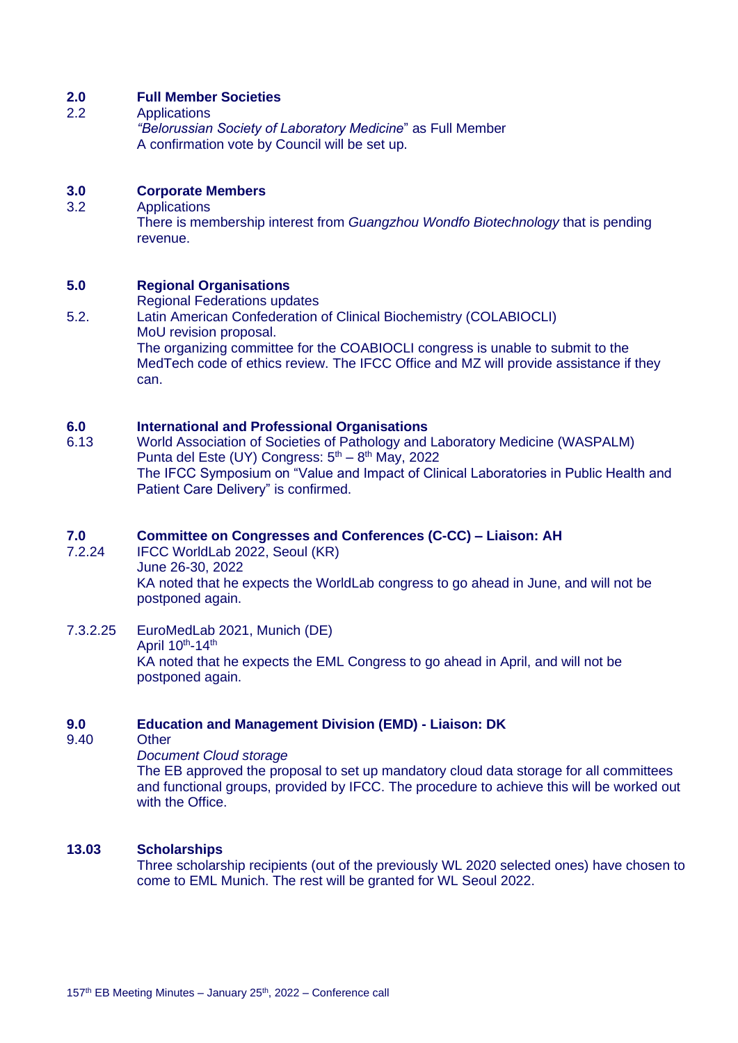**2.0 Full Member Societies**

2.2 Applications

*"Belorussian Society of Laboratory Medicine*" as Full Member
A confirmation vote by Council will be set up.

**3.0 Corporate Members**

3.2 Applications

There is membership interest from *Guangzhou Wondfo Biotechnology* that is pending revenue.

**5.0 Regional Organisations**

Regional Federations updates

5.2. Latin American Confederation of Clinical Biochemistry (COLABIOCLI)

MoU revision proposal.
The organizing committee for the COABIOCLI congress is unable to submit to the MedTech code of ethics review. The IFCC Office and MZ will provide assistance if they can.

**6.0 International and Professional Organisations**

6.13 World Association of Societies of Pathology and Laboratory Medicine (WASPALM)

Punta del Este (UY) Congress: 5th – 8th May, 2022
The IFCC Symposium on "Value and Impact of Clinical Laboratories in Public Health and Patient Care Delivery" is confirmed.

**7.0 Committee on Congresses and Conferences (C-CC) – Liaison: AH**

7.2.24 IFCC WorldLab 2022, Seoul (KR)

June 26-30, 2022
KA noted that he expects the WorldLab congress to go ahead in June, and will not be postponed again.

7.3.2.25 EuroMedLab 2021, Munich (DE)

April 10th-14th
KA noted that he expects the EML Congress to go ahead in April, and will not be postponed again.

**9.0 Education and Management Division (EMD) - Liaison: DK**

9.40 Other

*Document Cloud storage*
The EB approved the proposal to set up mandatory cloud data storage for all committees and functional groups, provided by IFCC. The procedure to achieve this will be worked out with the Office.

**13.03 Scholarships**

Three scholarship recipients (out of the previously WL 2020 selected ones) have chosen to come to EML Munich. The rest will be granted for WL Seoul 2022.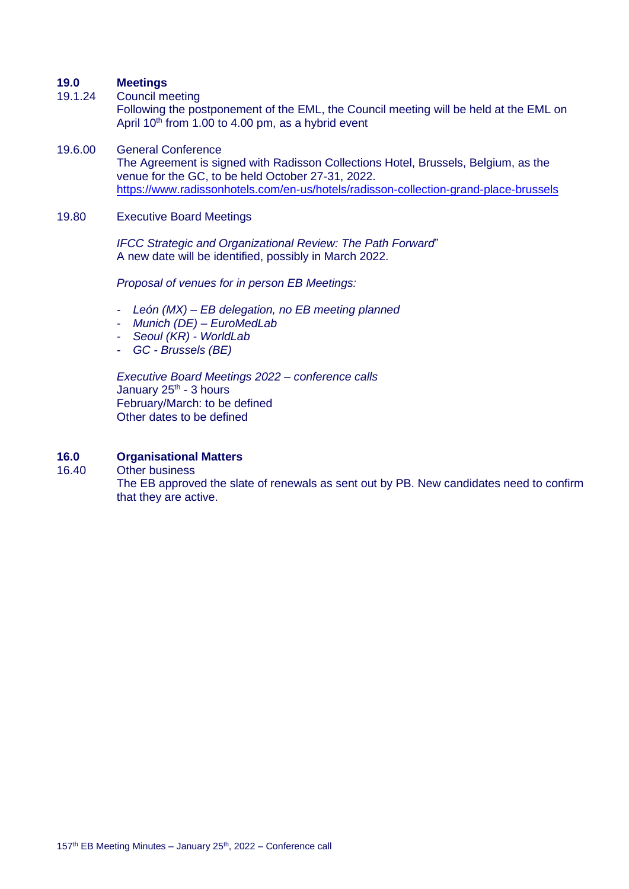## 19.0 Meetings

19.1.24 Council meeting

Following the postponement of the EML, the Council meeting will be held at the EML on April 10th from 1.00 to 4.00 pm, as a hybrid event

19.6.00 General Conference

The Agreement is signed with Radisson Collections Hotel, Brussels, Belgium, as the venue for the GC, to be held October 27-31, 2022.
https://www.radissonhotels.com/en-us/hotels/radisson-collection-grand-place-brussels

19.80 Executive Board Meetings

*IFCC Strategic and Organizational Review: The Path Forward*"
A new date will be identified, possibly in March 2022.

*Proposal of venues for in person EB Meetings:*

- *León (MX) – EB delegation, no EB meeting planned*
- *Munich (DE) – EuroMedLab*
- *Seoul (KR) - WorldLab*
- *GC - Brussels (BE)*

*Executive Board Meetings 2022 – conference calls*
January 25th - 3 hours
February/March: to be defined
Other dates to be defined

## 16.0 Organisational Matters

16.40 Other business

The EB approved the slate of renewals as sent out by PB. New candidates need to confirm that they are active.